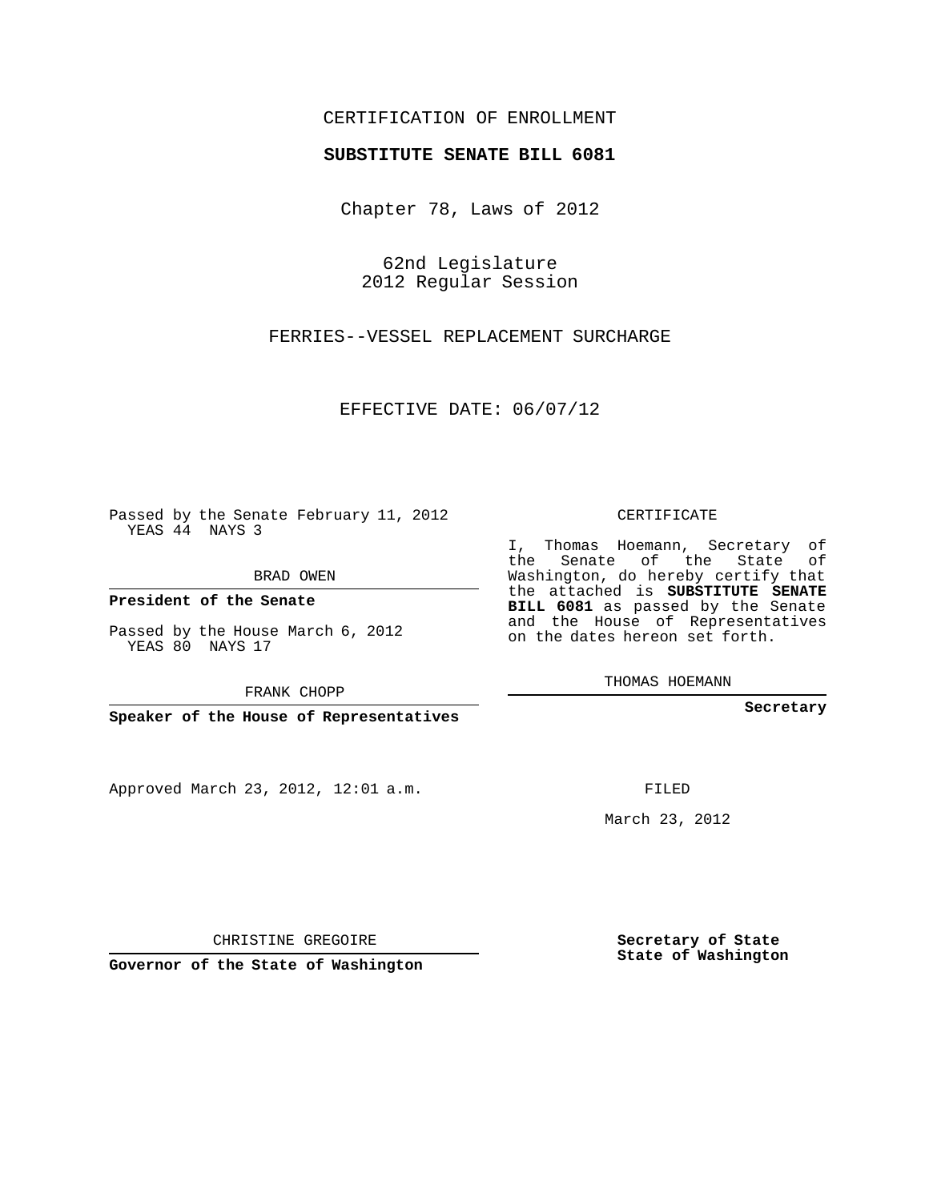CERTIFICATION OF ENROLLMENT

**SUBSTITUTE SENATE BILL 6081**

Chapter 78, Laws of 2012

62nd Legislature
2012 Regular Session

FERRIES--VESSEL REPLACEMENT SURCHARGE

EFFECTIVE DATE: 06/07/12

Passed by the Senate February 11, 2012
YEAS 44 NAYS 3

BRAD OWEN

**President of the Senate**

Passed by the House March 6, 2012
YEAS 80 NAYS 17

FRANK CHOPP

**Speaker of the House of Representatives**

CERTIFICATE

I, Thomas Hoemann, Secretary of the Senate of the State of Washington, do hereby certify that the attached is **SUBSTITUTE SENATE BILL 6081** as passed by the Senate and the House of Representatives on the dates hereon set forth.

THOMAS HOEMANN

**Secretary**

Approved March 23, 2012, 12:01 a.m.

FILED

March 23, 2012

CHRISTINE GREGOIRE

**Governor of the State of Washington**

**Secretary of State**
**State of Washington**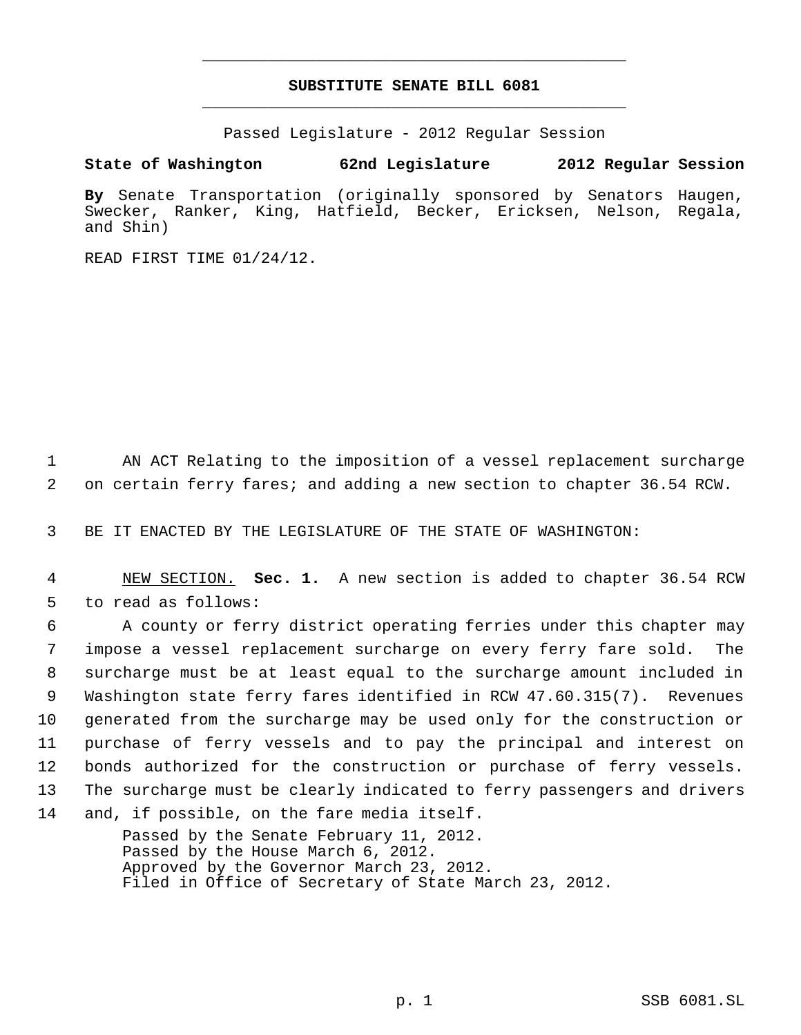# SUBSTITUTE SENATE BILL 6081

Passed Legislature - 2012 Regular Session

**State of Washington 62nd Legislature 2012 Regular Session**

**By** Senate Transportation (originally sponsored by Senators Haugen, Swecker, Ranker, King, Hatfield, Becker, Ericksen, Nelson, Regala, and Shin)

READ FIRST TIME 01/24/12.

AN ACT Relating to the imposition of a vessel replacement surcharge on certain ferry fares; and adding a new section to chapter 36.54 RCW.

BE IT ENACTED BY THE LEGISLATURE OF THE STATE OF WASHINGTON:

NEW SECTION. **Sec. 1.** A new section is added to chapter 36.54 RCW to read as follows:

A county or ferry district operating ferries under this chapter may impose a vessel replacement surcharge on every ferry fare sold. The surcharge must be at least equal to the surcharge amount included in Washington state ferry fares identified in RCW 47.60.315(7). Revenues generated from the surcharge may be used only for the construction or purchase of ferry vessels and to pay the principal and interest on bonds authorized for the construction or purchase of ferry vessels. The surcharge must be clearly indicated to ferry passengers and drivers and, if possible, on the fare media itself.

Passed by the Senate February 11, 2012.
Passed by the House March 6, 2012.
Approved by the Governor March 23, 2012.
Filed in Office of Secretary of State March 23, 2012.